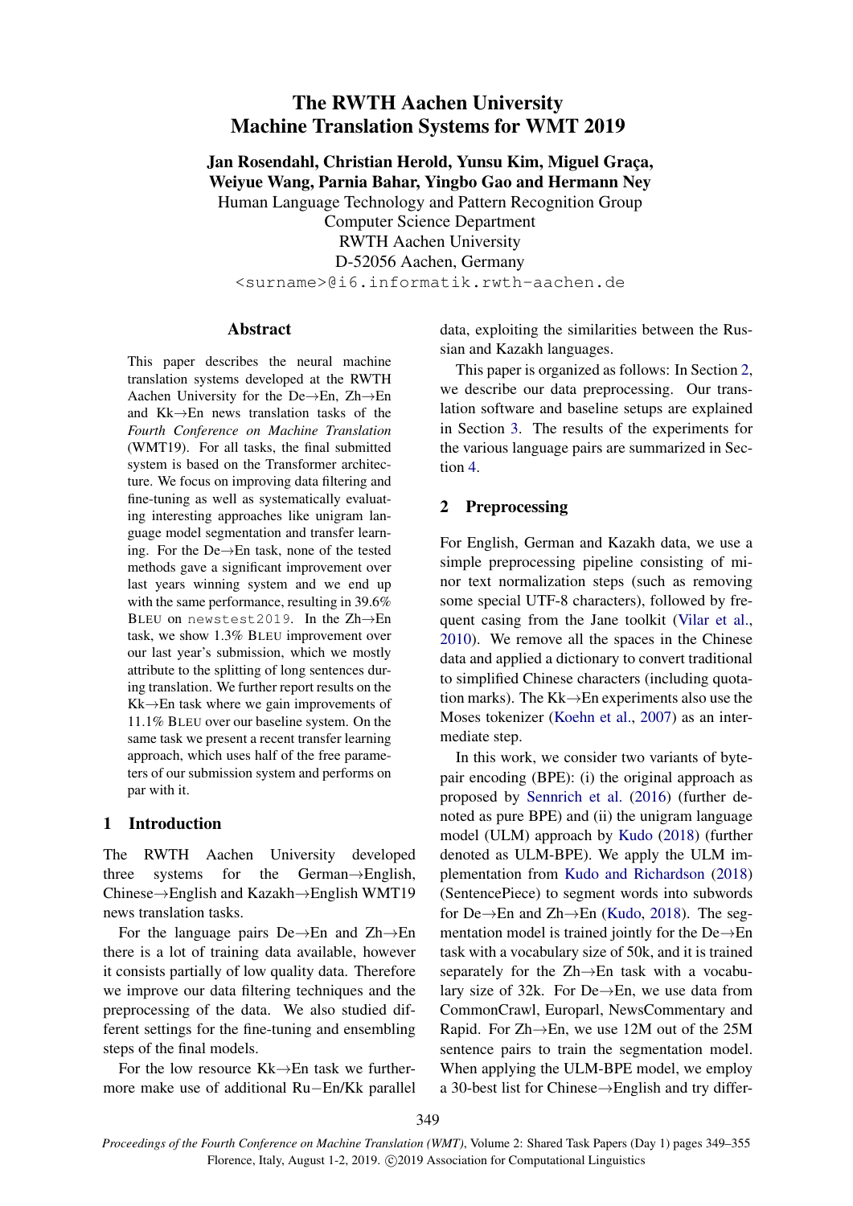# The RWTH Aachen University Machine Translation Systems for WMT 2019

**Jan Rosendahl, Christian Herold, Yunsu Kim, Miguel Graça, Weiyue Wang, Parnia Bahar, Yingbo Gao and Hermann Ney**

Human Language Technology and Pattern Recognition Group
Computer Science Department
RWTH Aachen University
D-52056 Aachen, Germany

`<surname>@i6.informatik.rwth-aachen.de`

## Abstract

This paper describes the neural machine translation systems developed at the RWTH Aachen University for the De→En, Zh→En and Kk→En news translation tasks of the *Fourth Conference on Machine Translation* (WMT19). For all tasks, the final submitted system is based on the Transformer architecture. We focus on improving data filtering and fine-tuning as well as systematically evaluating interesting approaches like unigram language model segmentation and transfer learning. For the De→En task, none of the tested methods gave a significant improvement over last years winning system and we end up with the same performance, resulting in 39.6% BLEU on `newstest2019`. In the Zh→En task, we show 1.3% BLEU improvement over our last year's submission, which we mostly attribute to the splitting of long sentences during translation. We further report results on the Kk→En task where we gain improvements of 11.1% BLEU over our baseline system. On the same task we present a recent transfer learning approach, which uses half of the free parameters of our submission system and performs on par with it.

## 1 Introduction

The RWTH Aachen University developed three systems for the German→English, Chinese→English and Kazakh→English WMT19 news translation tasks.

For the language pairs De→En and Zh→En there is a lot of training data available, however it consists partially of low quality data. Therefore we improve our data filtering techniques and the preprocessing of the data. We also studied different settings for the fine-tuning and ensembling steps of the final models.

For the low resource Kk→En task we furthermore make use of additional Ru−En/Kk parallel data, exploiting the similarities between the Russian and Kazakh languages.

This paper is organized as follows: In Section 2, we describe our data preprocessing. Our translation software and baseline setups are explained in Section 3. The results of the experiments for the various language pairs are summarized in Section 4.

## 2 Preprocessing

For English, German and Kazakh data, we use a simple preprocessing pipeline consisting of minor text normalization steps (such as removing some special UTF-8 characters), followed by frequent casing from the Jane toolkit (Vilar et al., 2010). We remove all the spaces in the Chinese data and applied a dictionary to convert traditional to simplified Chinese characters (including quotation marks). The Kk→En experiments also use the Moses tokenizer (Koehn et al., 2007) as an intermediate step.

In this work, we consider two variants of byte-pair encoding (BPE): (i) the original approach as proposed by Sennrich et al. (2016) (further denoted as pure BPE) and (ii) the unigram language model (ULM) approach by Kudo (2018) (further denoted as ULM-BPE). We apply the ULM implementation from Kudo and Richardson (2018) (SentencePiece) to segment words into subwords for De→En and Zh→En (Kudo, 2018). The segmentation model is trained jointly for the De→En task with a vocabulary size of 50k, and it is trained separately for the Zh→En task with a vocabulary size of 32k. For De→En, we use data from CommonCrawl, Europarl, NewsCommentary and Rapid. For Zh→En, we use 12M out of the 25M sentence pairs to train the segmentation model. When applying the ULM-BPE model, we employ a 30-best list for Chinese→English and try differ-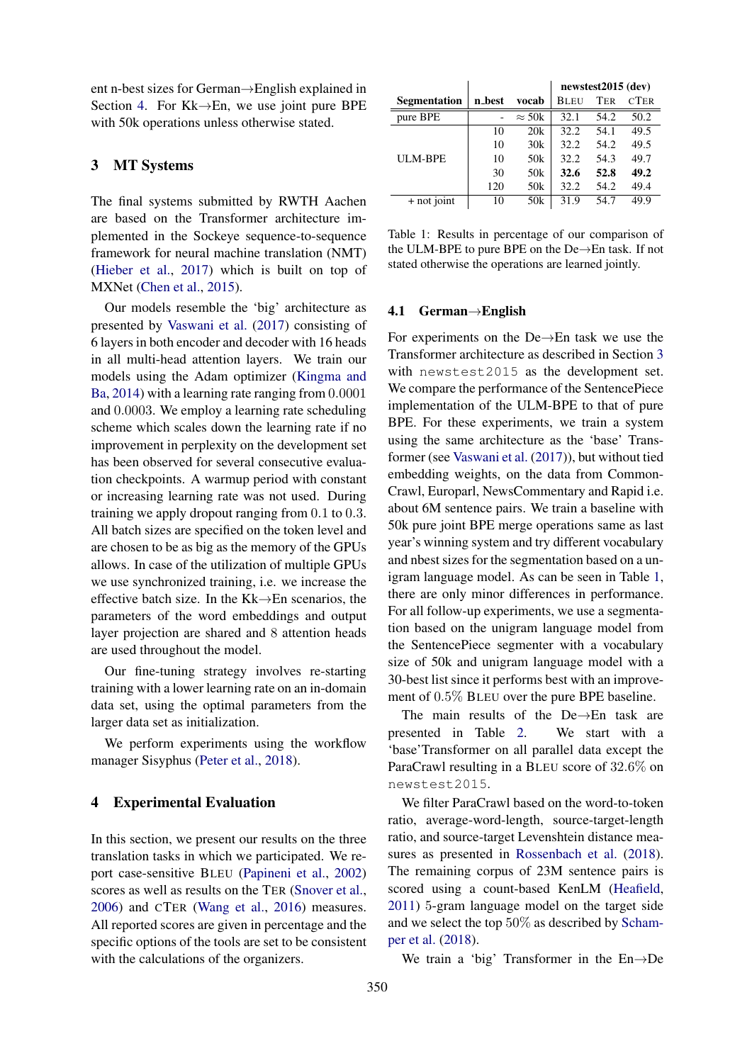ent n-best sizes for German→English explained in Section 4. For Kk→En, we use joint pure BPE with 50k operations unless otherwise stated.

## 3 MT Systems

The final systems submitted by RWTH Aachen are based on the Transformer architecture implemented in the Sockeye sequence-to-sequence framework for neural machine translation (NMT) (Hieber et al., 2017) which is built on top of MXNet (Chen et al., 2015).

Our models resemble the 'big' architecture as presented by Vaswani et al. (2017) consisting of 6 layers in both encoder and decoder with 16 heads in all multi-head attention layers. We train our models using the Adam optimizer (Kingma and Ba, 2014) with a learning rate ranging from 0.0001 and 0.0003. We employ a learning rate scheduling scheme which scales down the learning rate if no improvement in perplexity on the development set has been observed for several consecutive evaluation checkpoints. A warmup period with constant or increasing learning rate was not used. During training we apply dropout ranging from 0.1 to 0.3. All batch sizes are specified on the token level and are chosen to be as big as the memory of the GPUs allows. In case of the utilization of multiple GPUs we use synchronized training, i.e. we increase the effective batch size. In the Kk→En scenarios, the parameters of the word embeddings and output layer projection are shared and 8 attention heads are used throughout the model.

Our fine-tuning strategy involves re-starting training with a lower learning rate on an in-domain data set, using the optimal parameters from the larger data set as initialization.

We perform experiments using the workflow manager Sisyphus (Peter et al., 2018).

## 4 Experimental Evaluation

In this section, we present our results on the three translation tasks in which we participated. We report case-sensitive BLEU (Papineni et al., 2002) scores as well as results on the TER (Snover et al., 2006) and CTER (Wang et al., 2016) measures. All reported scores are given in percentage and the specific options of the tools are set to be consistent with the calculations of the organizers.

| Segmentation | n_best | vocab | newstest2015 (dev) | | |
|---|---|---|---|---|---|
| | | | BLEU | TER | CTER |
| pure BPE | - | ≈ 50k | 32.1 | 54.2 | 50.2 |
| ULM-BPE | 10 | 20k | 32.2 | 54.1 | 49.5 |
| | 10 | 30k | 32.2 | 54.2 | 49.5 |
| | 10 | 50k | 32.2 | 54.3 | 49.7 |
| | 30 | 50k | **32.6** | **52.8** | **49.2** |
| | 120 | 50k | 32.2 | 54.2 | 49.4 |
| + not joint | 10 | 50k | 31.9 | 54.7 | 49.9 |

Table 1: Results in percentage of our comparison of the ULM-BPE to pure BPE on the De→En task. If not stated otherwise the operations are learned jointly.

### 4.1 German→English

For experiments on the De→En task we use the Transformer architecture as described in Section 3 with `newstest2015` as the development set. We compare the performance of the SentencePiece implementation of the ULM-BPE to that of pure BPE. For these experiments, we train a system using the same architecture as the 'base' Transformer (see Vaswani et al. (2017)), but without tied embedding weights, on the data from CommonCrawl, Europarl, NewsCommentary and Rapid i.e. about 6M sentence pairs. We train a baseline with 50k pure joint BPE merge operations same as last year's winning system and try different vocabulary and nbest sizes for the segmentation based on a unigram language model. As can be seen in Table 1, there are only minor differences in performance. For all follow-up experiments, we use a segmentation based on the unigram language model from the SentencePiece segmenter with a vocabulary size of 50k and unigram language model with a 30-best list since it performs best with an improvement of 0.5% BLEU over the pure BPE baseline.

The main results of the De→En task are presented in Table 2. We start with a 'base'Transformer on all parallel data except the ParaCrawl resulting in a BLEU score of 32.6% on `newstest2015`.

We filter ParaCrawl based on the word-to-token ratio, average-word-length, source-target-length ratio, and source-target Levenshtein distance measures as presented in Rossenbach et al. (2018). The remaining corpus of 23M sentence pairs is scored using a count-based KenLM (Heafield, 2011) 5-gram language model on the target side and we select the top 50% as described by Schamper et al. (2018).

We train a 'big' Transformer in the En→De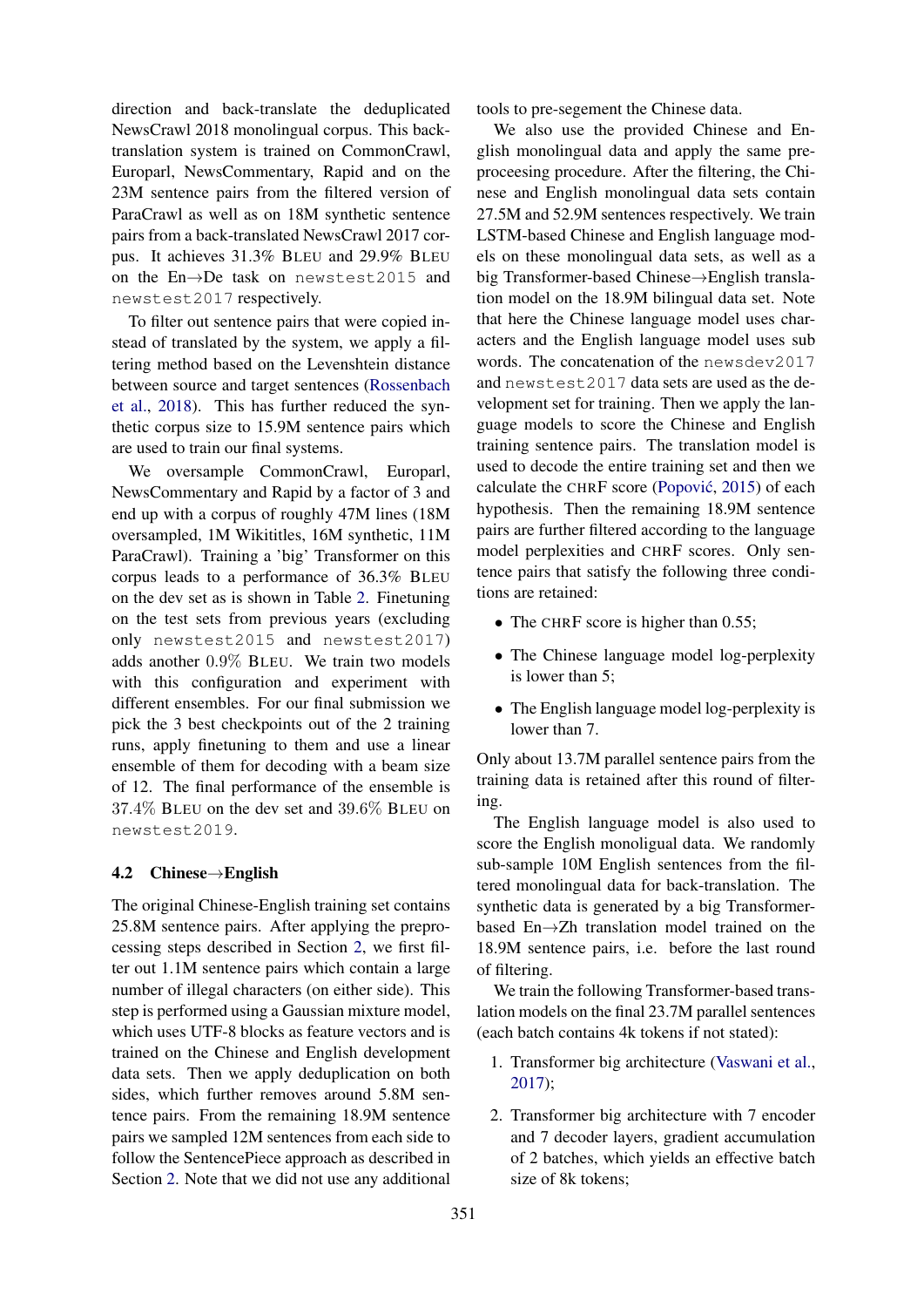direction and back-translate the deduplicated NewsCrawl 2018 monolingual corpus. This back-translation system is trained on CommonCrawl, Europarl, NewsCommentary, Rapid and on the 23M sentence pairs from the filtered version of ParaCrawl as well as on 18M synthetic sentence pairs from a back-translated NewsCrawl 2017 corpus. It achieves 31.3% BLEU and 29.9% BLEU on the En→De task on `newstest2015` and `newstest2017` respectively.

To filter out sentence pairs that were copied instead of translated by the system, we apply a filtering method based on the Levenshtein distance between source and target sentences (Rossenbach et al., 2018). This has further reduced the synthetic corpus size to 15.9M sentence pairs which are used to train our final systems.

We oversample CommonCrawl, Europarl, NewsCommentary and Rapid by a factor of 3 and end up with a corpus of roughly 47M lines (18M oversampled, 1M Wikititles, 16M synthetic, 11M ParaCrawl). Training a 'big' Transformer on this corpus leads to a performance of 36.3% BLEU on the dev set as is shown in Table 2. Finetuning on the test sets from previous years (excluding only `newstest2015` and `newstest2017`) adds another 0.9% BLEU. We train two models with this configuration and experiment with different ensembles. For our final submission we pick the 3 best checkpoints out of the 2 training runs, apply finetuning to them and use a linear ensemble of them for decoding with a beam size of 12. The final performance of the ensemble is 37.4% BLEU on the dev set and 39.6% BLEU on `newstest2019`.

### 4.2 Chinese→English

The original Chinese-English training set contains 25.8M sentence pairs. After applying the preprocessing steps described in Section 2, we first filter out 1.1M sentence pairs which contain a large number of illegal characters (on either side). This step is performed using a Gaussian mixture model, which uses UTF-8 blocks as feature vectors and is trained on the Chinese and English development data sets. Then we apply deduplication on both sides, which further removes around 5.8M sentence pairs. From the remaining 18.9M sentence pairs we sampled 12M sentences from each side to follow the SentencePiece approach as described in Section 2. Note that we did not use any additional tools to pre-segement the Chinese data.

We also use the provided Chinese and English monolingual data and apply the same preproceesing procedure. After the filtering, the Chinese and English monolingual data sets contain 27.5M and 52.9M sentences respectively. We train LSTM-based Chinese and English language models on these monolingual data sets, as well as a big Transformer-based Chinese→English translation model on the 18.9M bilingual data set. Note that here the Chinese language model uses characters and the English language model uses sub words. The concatenation of the `newsdev2017` and `newstest2017` data sets are used as the development set for training. Then we apply the language models to score the Chinese and English training sentence pairs. The translation model is used to decode the entire training set and then we calculate the CHRF score (Popović, 2015) of each hypothesis. Then the remaining 18.9M sentence pairs are further filtered according to the language model perplexities and CHRF scores. Only sentence pairs that satisfy the following three conditions are retained:

- The CHRF score is higher than 0.55;
- The Chinese language model log-perplexity is lower than 5;
- The English language model log-perplexity is lower than 7.

Only about 13.7M parallel sentence pairs from the training data is retained after this round of filtering.

The English language model is also used to score the English monoligual data. We randomly sub-sample 10M English sentences from the filtered monolingual data for back-translation. The synthetic data is generated by a big Transformer-based En→Zh translation model trained on the 18.9M sentence pairs, i.e. before the last round of filtering.

We train the following Transformer-based translation models on the final 23.7M parallel sentences (each batch contains 4k tokens if not stated):

1. Transformer big architecture (Vaswani et al., 2017);
2. Transformer big architecture with 7 encoder and 7 decoder layers, gradient accumulation of 2 batches, which yields an effective batch size of 8k tokens;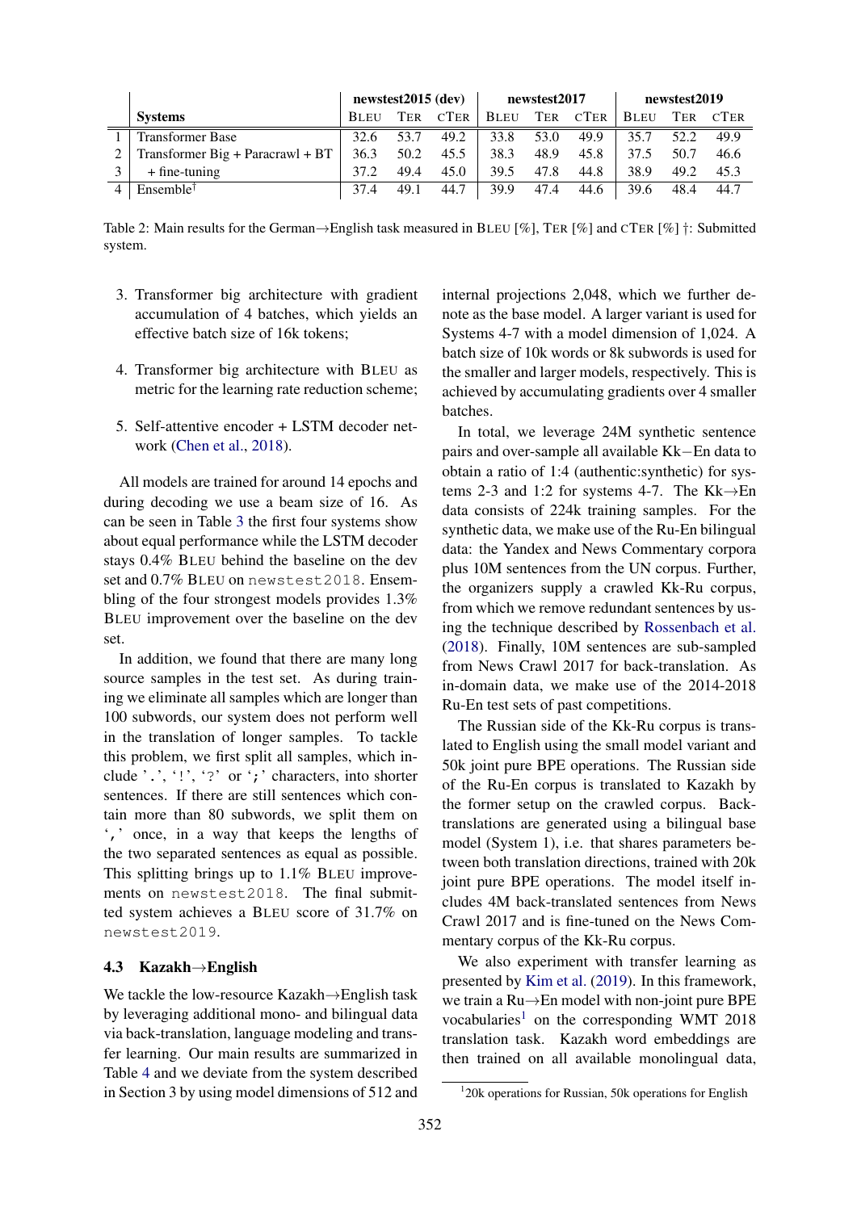|   | Systems | newstest2015 (dev) | | | newstest2017 | | | newstest2019 | | |
|---|---|---|---|---|---|---|---|---|---|---|
|   |   | BLEU | TER | CTER | BLEU | TER | CTER | BLEU | TER | CTER |
| 1 | Transformer Base | 32.6 | 53.7 | 49.2 | 33.8 | 53.0 | 49.9 | 35.7 | 52.2 | 49.9 |
| 2 | Transformer Big + Paracrawl + BT | 36.3 | 50.2 | 45.5 | 38.3 | 48.9 | 45.8 | 37.5 | 50.7 | 46.6 |
| 3 | + fine-tuning | 37.2 | 49.4 | 45.0 | 39.5 | 47.8 | 44.8 | 38.9 | 49.2 | 45.3 |
| 4 | Ensemble† | 37.4 | 49.1 | 44.7 | 39.9 | 47.4 | 44.6 | 39.6 | 48.4 | 44.7 |

Table 2: Main results for the German→English task measured in BLEU [%], TER [%] and CTER [%] †: Submitted system.

3. Transformer big architecture with gradient accumulation of 4 batches, which yields an effective batch size of 16k tokens;
4. Transformer big architecture with BLEU as metric for the learning rate reduction scheme;
5. Self-attentive encoder + LSTM decoder network (Chen et al., 2018).

All models are trained for around 14 epochs and during decoding we use a beam size of 16. As can be seen in Table 3 the first four systems show about equal performance while the LSTM decoder stays 0.4% BLEU behind the baseline on the dev set and 0.7% BLEU on `newstest2018`. Ensembling of the four strongest models provides 1.3% BLEU improvement over the baseline on the dev set.

In addition, we found that there are many long source samples in the test set. As during training we eliminate all samples which are longer than 100 subwords, our system does not perform well in the translation of longer samples. To tackle this problem, we first split all samples, which include '`.`', '`!`', '`?`' or '`;`' characters, into shorter sentences. If there are still sentences which contain more than 80 subwords, we split them on '`,`' once, in a way that keeps the lengths of the two separated sentences as equal as possible. This splitting brings up to 1.1% BLEU improvements on `newstest2018`. The final submitted system achieves a BLEU score of 31.7% on `newstest2019`.

### 4.3 Kazakh→English

We tackle the low-resource Kazakh→English task by leveraging additional mono- and bilingual data via back-translation, language modeling and transfer learning. Our main results are summarized in Table 4 and we deviate from the system described in Section 3 by using model dimensions of 512 and internal projections 2,048, which we further denote as the base model. A larger variant is used for Systems 4-7 with a model dimension of 1,024. A batch size of 10k words or 8k subwords is used for the smaller and larger models, respectively. This is achieved by accumulating gradients over 4 smaller batches.

In total, we leverage 24M synthetic sentence pairs and over-sample all available Kk−En data to obtain a ratio of 1:4 (authentic:synthetic) for systems 2-3 and 1:2 for systems 4-7. The Kk→En data consists of 224k training samples. For the synthetic data, we make use of the Ru-En bilingual data: the Yandex and News Commentary corpora plus 10M sentences from the UN corpus. Further, the organizers supply a crawled Kk-Ru corpus, from which we remove redundant sentences by using the technique described by Rossenbach et al. (2018). Finally, 10M sentences are sub-sampled from News Crawl 2017 for back-translation. As in-domain data, we make use of the 2014-2018 Ru-En test sets of past competitions.

The Russian side of the Kk-Ru corpus is translated to English using the small model variant and 50k joint pure BPE operations. The Russian side of the Ru-En corpus is translated to Kazakh by the former setup on the crawled corpus. Back-translations are generated using a bilingual base model (System 1), i.e. that shares parameters between both translation directions, trained with 20k joint pure BPE operations. The model itself includes 4M back-translated sentences from News Crawl 2017 and is fine-tuned on the News Commentary corpus of the Kk-Ru corpus.

We also experiment with transfer learning as presented by Kim et al. (2019). In this framework, we train a Ru→En model with non-joint pure BPE vocabularies[1] on the corresponding WMT 2018 translation task. Kazakh word embeddings are then trained on all available monolingual data,

[1] 20k operations for Russian, 50k operations for English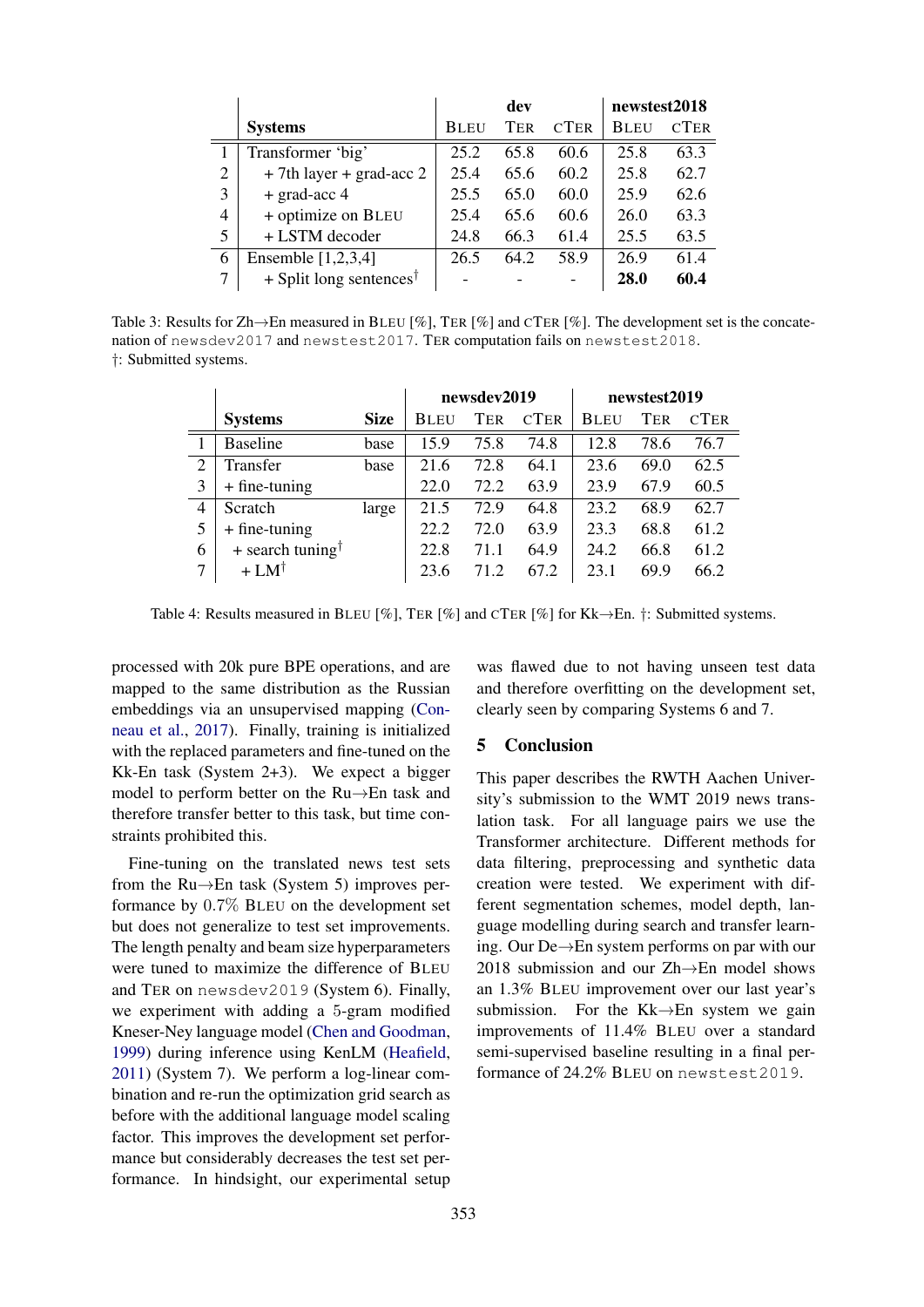| | Systems | dev | | | newstest2018 | |
|---|---|---|---|---|---|---|
| | | BLEU | TER | CTER | BLEU | CTER |
| 1 | Transformer 'big' | 25.2 | 65.8 | 60.6 | 25.8 | 63.3 |
| 2 | + 7th layer + grad-acc 2 | 25.4 | 65.6 | 60.2 | 25.8 | 62.7 |
| 3 | + grad-acc 4 | 25.5 | 65.0 | 60.0 | 25.9 | 62.6 |
| 4 | + optimize on BLEU | 25.4 | 65.6 | 60.6 | 26.0 | 63.3 |
| 5 | + LSTM decoder | 24.8 | 66.3 | 61.4 | 25.5 | 63.5 |
| 6 | Ensemble [1,2,3,4] | 26.5 | 64.2 | 58.9 | 26.9 | 61.4 |
| 7 | + Split long sentences† | - | - | - | **28.0** | **60.4** |

Table 3: Results for Zh→En measured in BLEU [%], TER [%] and CTER [%]. The development set is the concatenation of newsdev2017 and newstest2017. TER computation fails on newstest2018.
†: Submitted systems.

| | Systems | Size | newsdev2019 | | | newstest2019 | | |
|---|---|---|---|---|---|---|---|---|
| | | | BLEU | TER | CTER | BLEU | TER | CTER |
| 1 | Baseline | base | 15.9 | 75.8 | 74.8 | 12.8 | 78.6 | 76.7 |
| 2 | Transfer | base | 21.6 | 72.8 | 64.1 | 23.6 | 69.0 | 62.5 |
| 3 | + fine-tuning | | 22.0 | 72.2 | 63.9 | 23.9 | 67.9 | 60.5 |
| 4 | Scratch | large | 21.5 | 72.9 | 64.8 | 23.2 | 68.9 | 62.7 |
| 5 | + fine-tuning | | 22.2 | 72.0 | 63.9 | 23.3 | 68.8 | 61.2 |
| 6 | + search tuning† | | 22.8 | 71.1 | 64.9 | 24.2 | 66.8 | 61.2 |
| 7 | + LM† | | 23.6 | 71.2 | 67.2 | 23.1 | 69.9 | 66.2 |

Table 4: Results measured in BLEU [%], TER [%] and CTER [%] for Kk→En. †: Submitted systems.

processed with 20k pure BPE operations, and are mapped to the same distribution as the Russian embeddings via an unsupervised mapping (Conneau et al., 2017). Finally, training is initialized with the replaced parameters and fine-tuned on the Kk-En task (System 2+3). We expect a bigger model to perform better on the Ru→En task and therefore transfer better to this task, but time constraints prohibited this.

Fine-tuning on the translated news test sets from the Ru→En task (System 5) improves performance by 0.7% BLEU on the development set but does not generalize to test set improvements. The length penalty and beam size hyperparameters were tuned to maximize the difference of BLEU and TER on newsdev2019 (System 6). Finally, we experiment with adding a 5-gram modified Kneser-Ney language model (Chen and Goodman, 1999) during inference using KenLM (Heafield, 2011) (System 7). We perform a log-linear combination and re-run the optimization grid search as before with the additional language model scaling factor. This improves the development set performance but considerably decreases the test set performance. In hindsight, our experimental setup was flawed due to not having unseen test data and therefore overfitting on the development set, clearly seen by comparing Systems 6 and 7.

## 5 Conclusion

This paper describes the RWTH Aachen University's submission to the WMT 2019 news translation task. For all language pairs we use the Transformer architecture. Different methods for data filtering, preprocessing and synthetic data creation were tested. We experiment with different segmentation schemes, model depth, language modelling during search and transfer learning. Our De→En system performs on par with our 2018 submission and our Zh→En model shows an 1.3% BLEU improvement over our last year's submission. For the Kk→En system we gain improvements of 11.4% BLEU over a standard semi-supervised baseline resulting in a final performance of 24.2% BLEU on newstest2019.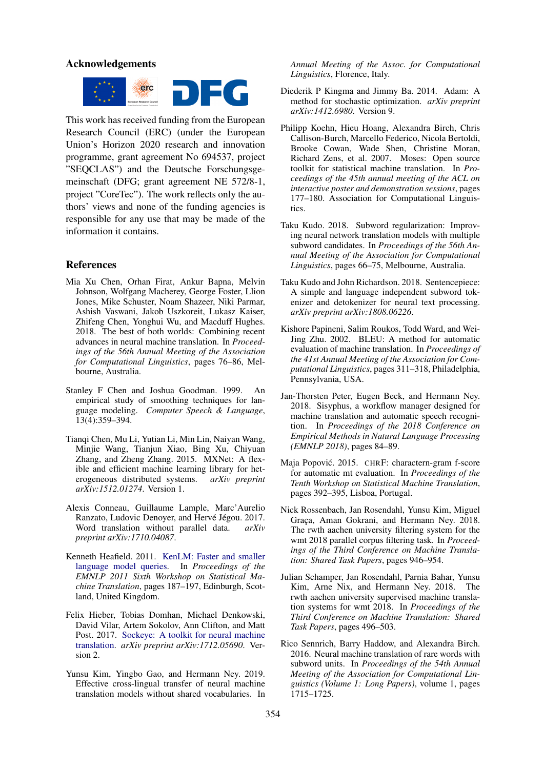## Acknowledgements

This work has received funding from the European Research Council (ERC) (under the European Union's Horizon 2020 research and innovation programme, grant agreement No 694537, project "SEQCLAS") and the Deutsche Forschungsgemeinschaft (DFG; grant agreement NE 572/8-1, project "CoreTec"). The work reflects only the authors' views and none of the funding agencies is responsible for any use that may be made of the information it contains.

## References

Mia Xu Chen, Orhan Firat, Ankur Bapna, Melvin Johnson, Wolfgang Macherey, George Foster, Llion Jones, Mike Schuster, Noam Shazeer, Niki Parmar, Ashish Vaswani, Jakob Uszkoreit, Lukasz Kaiser, Zhifeng Chen, Yonghui Wu, and Macduff Hughes. 2018. The best of both worlds: Combining recent advances in neural machine translation. In *Proceedings of the 56th Annual Meeting of the Association for Computational Linguistics*, pages 76–86, Melbourne, Australia.

Stanley F Chen and Joshua Goodman. 1999. An empirical study of smoothing techniques for language modeling. *Computer Speech & Language*, 13(4):359–394.

Tianqi Chen, Mu Li, Yutian Li, Min Lin, Naiyan Wang, Minjie Wang, Tianjun Xiao, Bing Xu, Chiyuan Zhang, and Zheng Zhang. 2015. MXNet: A flexible and efficient machine learning library for heterogeneous distributed systems. *arXiv preprint arXiv:1512.01274*. Version 1.

Alexis Conneau, Guillaume Lample, Marc'Aurelio Ranzato, Ludovic Denoyer, and Hervé Jégou. 2017. Word translation without parallel data. *arXiv preprint arXiv:1710.04087*.

Kenneth Heafield. 2011. KenLM: Faster and smaller language model queries. In *Proceedings of the EMNLP 2011 Sixth Workshop on Statistical Machine Translation*, pages 187–197, Edinburgh, Scotland, United Kingdom.

Felix Hieber, Tobias Domhan, Michael Denkowski, David Vilar, Artem Sokolov, Ann Clifton, and Matt Post. 2017. Sockeye: A toolkit for neural machine translation. *arXiv preprint arXiv:1712.05690*. Version 2.

Yunsu Kim, Yingbo Gao, and Hermann Ney. 2019. Effective cross-lingual transfer of neural machine translation models without shared vocabularies. In *Annual Meeting of the Assoc. for Computational Linguistics*, Florence, Italy.

Diederik P Kingma and Jimmy Ba. 2014. Adam: A method for stochastic optimization. *arXiv preprint arXiv:1412.6980*. Version 9.

Philipp Koehn, Hieu Hoang, Alexandra Birch, Chris Callison-Burch, Marcello Federico, Nicola Bertoldi, Brooke Cowan, Wade Shen, Christine Moran, Richard Zens, et al. 2007. Moses: Open source toolkit for statistical machine translation. In *Proceedings of the 45th annual meeting of the ACL on interactive poster and demonstration sessions*, pages 177–180. Association for Computational Linguistics.

Taku Kudo. 2018. Subword regularization: Improving neural network translation models with multiple subword candidates. In *Proceedings of the 56th Annual Meeting of the Association for Computational Linguistics*, pages 66–75, Melbourne, Australia.

Taku Kudo and John Richardson. 2018. Sentencepiece: A simple and language independent subword tokenizer and detokenizer for neural text processing. *arXiv preprint arXiv:1808.06226*.

Kishore Papineni, Salim Roukos, Todd Ward, and Wei-Jing Zhu. 2002. BLEU: A method for automatic evaluation of machine translation. In *Proceedings of the 41st Annual Meeting of the Association for Computational Linguistics*, pages 311–318, Philadelphia, Pennsylvania, USA.

Jan-Thorsten Peter, Eugen Beck, and Hermann Ney. 2018. Sisyphus, a workflow manager designed for machine translation and automatic speech recognition. In *Proceedings of the 2018 Conference on Empirical Methods in Natural Language Processing (EMNLP 2018)*, pages 84–89.

Maja Popović. 2015. CHRF: charactern-gram f-score for automatic mt evaluation. In *Proceedings of the Tenth Workshop on Statistical Machine Translation*, pages 392–395, Lisboa, Portugal.

Nick Rossenbach, Jan Rosendahl, Yunsu Kim, Miguel Graça, Aman Gokrani, and Hermann Ney. 2018. The rwth aachen university filtering system for the wmt 2018 parallel corpus filtering task. In *Proceedings of the Third Conference on Machine Translation: Shared Task Papers*, pages 946–954.

Julian Schamper, Jan Rosendahl, Parnia Bahar, Yunsu Kim, Arne Nix, and Hermann Ney. 2018. The rwth aachen university supervised machine translation systems for wmt 2018. In *Proceedings of the Third Conference on Machine Translation: Shared Task Papers*, pages 496–503.

Rico Sennrich, Barry Haddow, and Alexandra Birch. 2016. Neural machine translation of rare words with subword units. In *Proceedings of the 54th Annual Meeting of the Association for Computational Linguistics (Volume 1: Long Papers)*, volume 1, pages 1715–1725.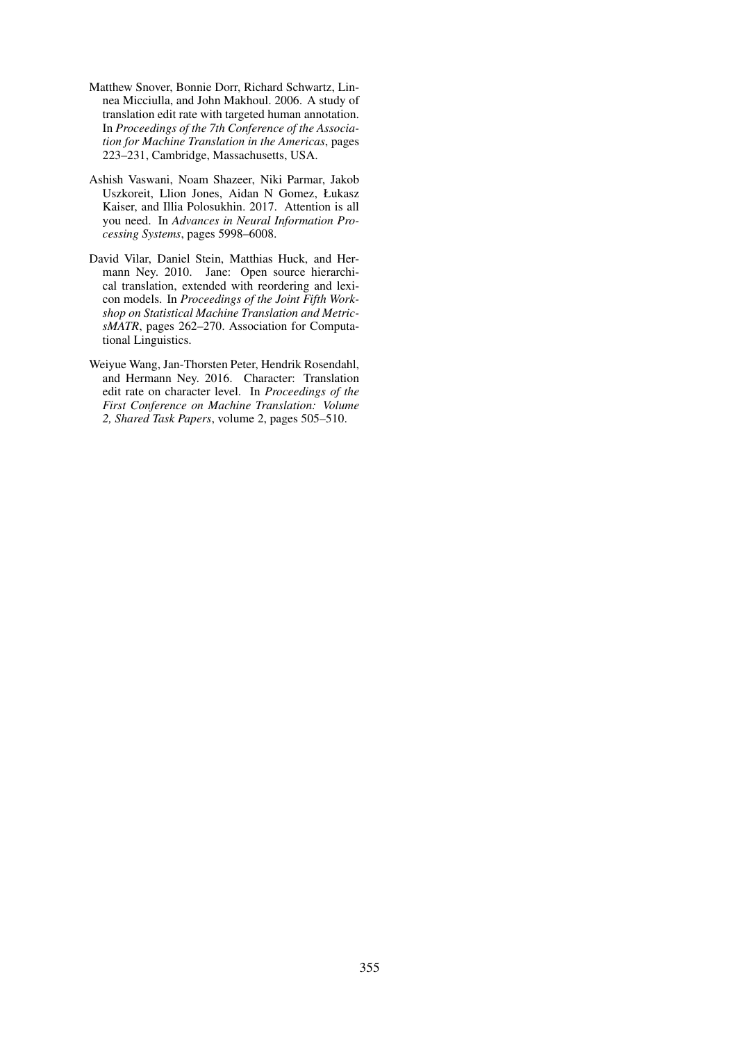Matthew Snover, Bonnie Dorr, Richard Schwartz, Linnea Micciulla, and John Makhoul. 2006. A study of translation edit rate with targeted human annotation. In *Proceedings of the 7th Conference of the Association for Machine Translation in the Americas*, pages 223–231, Cambridge, Massachusetts, USA.

Ashish Vaswani, Noam Shazeer, Niki Parmar, Jakob Uszkoreit, Llion Jones, Aidan N Gomez, Łukasz Kaiser, and Illia Polosukhin. 2017. Attention is all you need. In *Advances in Neural Information Processing Systems*, pages 5998–6008.

David Vilar, Daniel Stein, Matthias Huck, and Hermann Ney. 2010. Jane: Open source hierarchical translation, extended with reordering and lexicon models. In *Proceedings of the Joint Fifth Workshop on Statistical Machine Translation and MetricsMATR*, pages 262–270. Association for Computational Linguistics.

Weiyue Wang, Jan-Thorsten Peter, Hendrik Rosendahl, and Hermann Ney. 2016. Character: Translation edit rate on character level. In *Proceedings of the First Conference on Machine Translation: Volume 2, Shared Task Papers*, volume 2, pages 505–510.